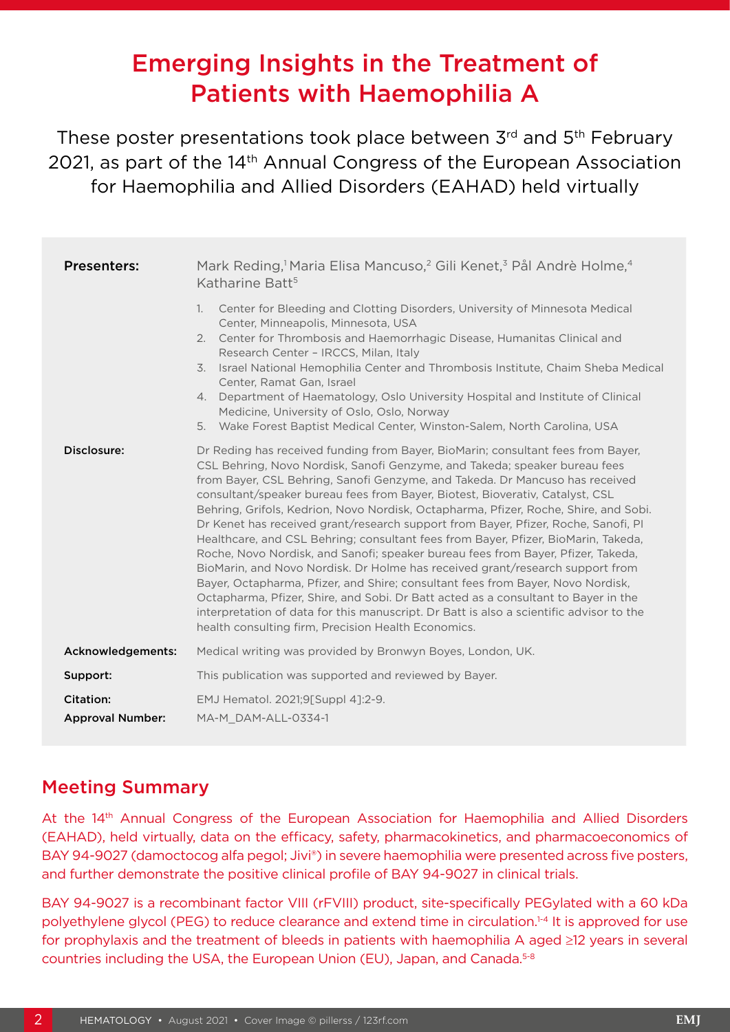# Emerging Insights in the Treatment of Patients with Haemophilia A

These poster presentations took place between 3rd and 5th February 2021, as part of the 14th Annual Congress of the European Association for Haemophilia and Allied Disorders (EAHAD) held virtually

**Presenters:** Mark Reding,[1] Maria Elisa Mancuso,[2] Gili Kenet,[3] Pål Andrè Holme,[4] Katharine Batt[5]

1. Center for Bleeding and Clotting Disorders, University of Minnesota Medical Center, Minneapolis, Minnesota, USA
2. Center for Thrombosis and Haemorrhagic Disease, Humanitas Clinical and Research Center – IRCCS, Milan, Italy
3. Israel National Hemophilia Center and Thrombosis Institute, Chaim Sheba Medical Center, Ramat Gan, Israel
4. Department of Haematology, Oslo University Hospital and Institute of Clinical Medicine, University of Oslo, Oslo, Norway
5. Wake Forest Baptist Medical Center, Winston-Salem, North Carolina, USA

**Disclosure:** Dr Reding has received funding from Bayer, BioMarin; consultant fees from Bayer, CSL Behring, Novo Nordisk, Sanofi Genzyme, and Takeda; speaker bureau fees from Bayer, CSL Behring, Sanofi Genzyme, and Takeda. Dr Mancuso has received consultant/speaker bureau fees from Bayer, Biotest, Bioverativ, Catalyst, CSL Behring, Grifols, Kedrion, Novo Nordisk, Octapharma, Pfizer, Roche, Shire, and Sobi. Dr Kenet has received grant/research support from Bayer, Pfizer, Roche, Sanofi, PI Healthcare, and CSL Behring; consultant fees from Bayer, Pfizer, BioMarin, Takeda, Roche, Novo Nordisk, and Sanofi; speaker bureau fees from Bayer, Pfizer, Takeda, BioMarin, and Novo Nordisk. Dr Holme has received grant/research support from Bayer, Octapharma, Pfizer, and Shire; consultant fees from Bayer, Novo Nordisk, Octapharma, Pfizer, Shire, and Sobi. Dr Batt acted as a consultant to Bayer in the interpretation of data for this manuscript. Dr Batt is also a scientific advisor to the health consulting firm, Precision Health Economics.

**Acknowledgements:** Medical writing was provided by Bronwyn Boyes, London, UK.

**Support:** This publication was supported and reviewed by Bayer.

**Citation:** EMJ Hematol. 2021;9[Suppl 4]:2-9.

**Approval Number:** MA-M_DAM-ALL-0334-1

## Meeting Summary

At the 14th Annual Congress of the European Association for Haemophilia and Allied Disorders (EAHAD), held virtually, data on the efficacy, safety, pharmacokinetics, and pharmacoeconomics of BAY 94-9027 (damoctocog alfa pegol; Jivi®) in severe haemophilia were presented across five posters, and further demonstrate the positive clinical profile of BAY 94-9027 in clinical trials.

BAY 94-9027 is a recombinant factor VIII (rFVIII) product, site-specifically PEGylated with a 60 kDa polyethylene glycol (PEG) to reduce clearance and extend time in circulation.[1-4] It is approved for use for prophylaxis and the treatment of bleeds in patients with haemophilia A aged ≥12 years in several countries including the USA, the European Union (EU), Japan, and Canada.[5-8]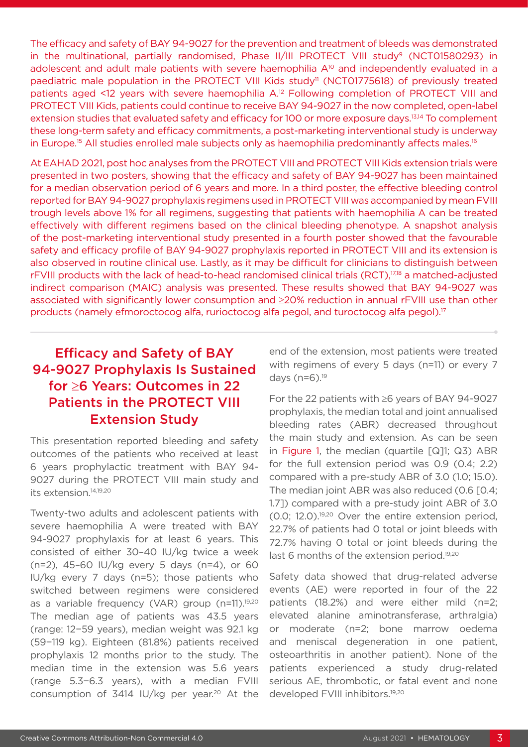The efficacy and safety of BAY 94-9027 for the prevention and treatment of bleeds was demonstrated in the multinational, partially randomised, Phase II/III PROTECT VIII study[9] (NCT01580293) in adolescent and adult male patients with severe haemophilia A[10] and independently evaluated in a paediatric male population in the PROTECT VIII Kids study[11] (NCT01775618) of previously treated patients aged <12 years with severe haemophilia A.[12] Following completion of PROTECT VIII and PROTECT VIII Kids, patients could continue to receive BAY 94-9027 in the now completed, open-label extension studies that evaluated safety and efficacy for 100 or more exposure days.[13,14] To complement these long-term safety and efficacy commitments, a post-marketing interventional study is underway in Europe.[15] All studies enrolled male subjects only as haemophilia predominantly affects males.[16]

At EAHAD 2021, post hoc analyses from the PROTECT VIII and PROTECT VIII Kids extension trials were presented in two posters, showing that the efficacy and safety of BAY 94-9027 has been maintained for a median observation period of 6 years and more. In a third poster, the effective bleeding control reported for BAY 94-9027 prophylaxis regimens used in PROTECT VIII was accompanied by mean FVIII trough levels above 1% for all regimens, suggesting that patients with haemophilia A can be treated effectively with different regimens based on the clinical bleeding phenotype. A snapshot analysis of the post-marketing interventional study presented in a fourth poster showed that the favourable safety and efficacy profile of BAY 94-9027 prophylaxis reported in PROTECT VIII and its extension is also observed in routine clinical use. Lastly, as it may be difficult for clinicians to distinguish between rFVIII products with the lack of head-to-head randomised clinical trials (RCT),[17,18] a matched-adjusted indirect comparison (MAIC) analysis was presented. These results showed that BAY 94-9027 was associated with significantly lower consumption and ≥20% reduction in annual rFVIII use than other products (namely efmoroctocog alfa, rurioctocog alfa pegol, and turoctocog alfa pegol).[17]

## Efficacy and Safety of BAY 94-9027 Prophylaxis Is Sustained for ≥6 Years: Outcomes in 22 Patients in the PROTECT VIII Extension Study

This presentation reported bleeding and safety outcomes of the patients who received at least 6 years prophylactic treatment with BAY 94-9027 during the PROTECT VIII main study and its extension.[14,19,20]

Twenty-two adults and adolescent patients with severe haemophilia A were treated with BAY 94-9027 prophylaxis for at least 6 years. This consisted of either 30–40 IU/kg twice a week (n=2), 45–60 IU/kg every 5 days (n=4), or 60 IU/kg every 7 days (n=5); those patients who switched between regimens were considered as a variable frequency (VAR) group (n=11).[19,20] The median age of patients was 43.5 years (range: 12–59 years), median weight was 92.1 kg (59–119 kg). Eighteen (81.8%) patients received prophylaxis 12 months prior to the study. The median time in the extension was 5.6 years (range 5.3–6.3 years), with a median FVIII consumption of 3414 IU/kg per year.[20] At the end of the extension, most patients were treated with regimens of every 5 days (n=11) or every 7 days (n=6).[19]

For the 22 patients with ≥6 years of BAY 94-9027 prophylaxis, the median total and joint annualised bleeding rates (ABR) decreased throughout the main study and extension. As can be seen in Figure 1, the median (quartile [Q]1; Q3) ABR for the full extension period was 0.9 (0.4; 2.2) compared with a pre-study ABR of 3.0 (1.0; 15.0). The median joint ABR was also reduced (0.6 [0.4; 1.7]) compared with a pre-study joint ABR of 3.0 (0.0; 12.0).[19,20] Over the entire extension period, 22.7% of patients had 0 total or joint bleeds with 72.7% having 0 total or joint bleeds during the last 6 months of the extension period.[19,20]

Safety data showed that drug-related adverse events (AE) were reported in four of the 22 patients (18.2%) and were either mild (n=2; elevated alanine aminotransferase, arthralgia) or moderate (n=2; bone marrow oedema and meniscal degeneration in one patient, osteoarthritis in another patient). None of the patients experienced a study drug-related serious AE, thrombotic, or fatal event and none developed FVIII inhibitors.[19,20]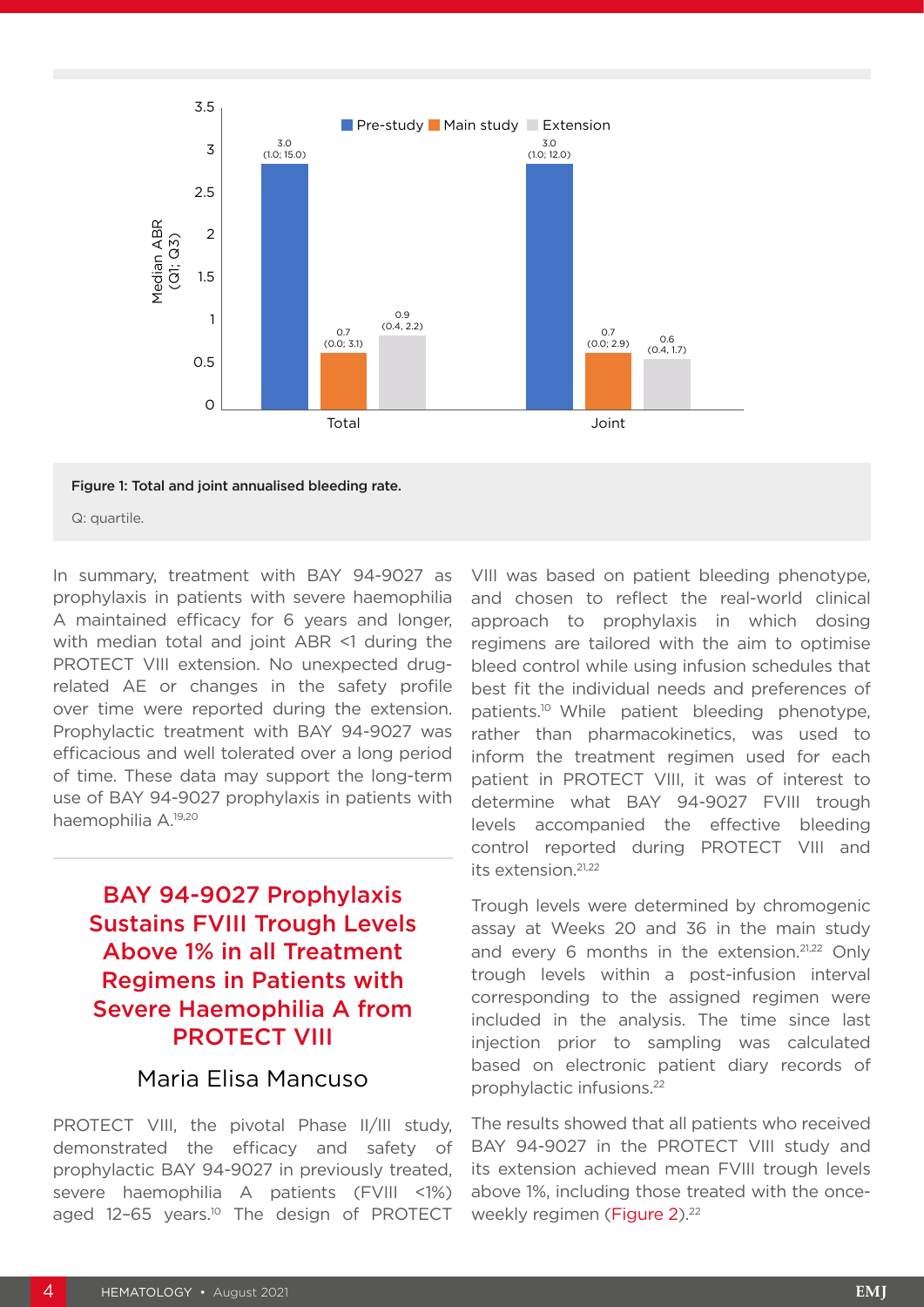Figure 1: Total and joint annualised bleeding rate.

Q: quartile.

In summary, treatment with BAY 94-9027 as prophylaxis in patients with severe haemophilia A maintained efficacy for 6 years and longer, with median total and joint ABR <1 during the PROTECT VIII extension. No unexpected drug-related AE or changes in the safety profile over time were reported during the extension. Prophylactic treatment with BAY 94-9027 was efficacious and well tolerated over a long period of time. These data may support the long-term use of BAY 94-9027 prophylaxis in patients with haemophilia A.[19,20]

## BAY 94-9027 Prophylaxis Sustains FVIII Trough Levels Above 1% in all Treatment Regimens in Patients with Severe Haemophilia A from PROTECT VIII

### Maria Elisa Mancuso

PROTECT VIII, the pivotal Phase II/III study, demonstrated the efficacy and safety of prophylactic BAY 94-9027 in previously treated, severe haemophilia A patients (FVIII <1%) aged 12–65 years.[10] The design of PROTECT VIII was based on patient bleeding phenotype, and chosen to reflect the real-world clinical approach to prophylaxis in which dosing regimens are tailored with the aim to optimise bleed control while using infusion schedules that best fit the individual needs and preferences of patients.[10] While patient bleeding phenotype, rather than pharmacokinetics, was used to inform the treatment regimen used for each patient in PROTECT VIII, it was of interest to determine what BAY 94-9027 FVIII trough levels accompanied the effective bleeding control reported during PROTECT VIII and its extension.[21,22]

Trough levels were determined by chromogenic assay at Weeks 20 and 36 in the main study and every 6 months in the extension.[21,22] Only trough levels within a post-infusion interval corresponding to the assigned regimen were included in the analysis. The time since last injection prior to sampling was calculated based on electronic patient diary records of prophylactic infusions.[22]

The results showed that all patients who received BAY 94-9027 in the PROTECT VIII study and its extension achieved mean FVIII trough levels above 1%, including those treated with the once-weekly regimen (Figure 2).[22]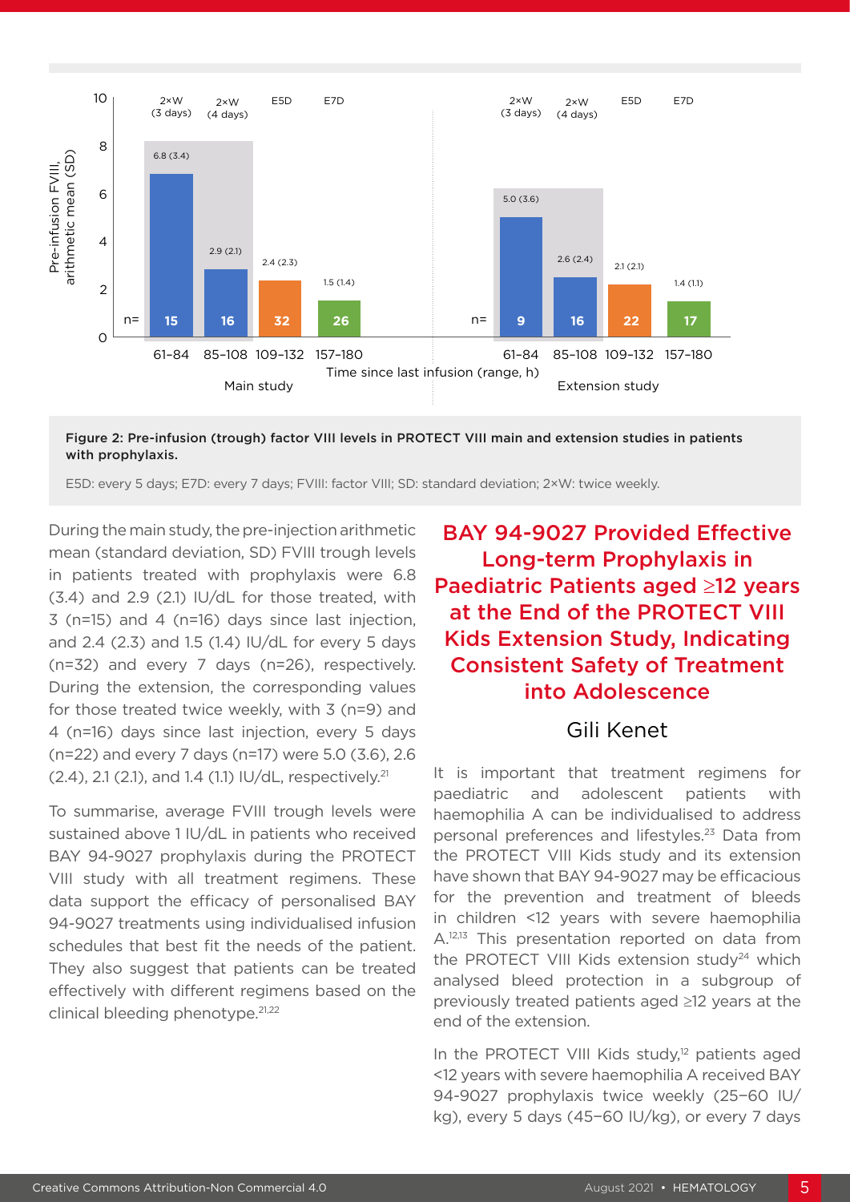**Figure 2: Pre-infusion (trough) factor VIII levels in PROTECT VIII main and extension studies in patients with prophylaxis.**

E5D: every 5 days; E7D: every 7 days; FVIII: factor VIII; SD: standard deviation; 2×W: twice weekly.

During the main study, the pre-injection arithmetic mean (standard deviation, SD) FVIII trough levels in patients treated with prophylaxis were 6.8 (3.4) and 2.9 (2.1) IU/dL for those treated, with 3 (n=15) and 4 (n=16) days since last injection, and 2.4 (2.3) and 1.5 (1.4) IU/dL for every 5 days (n=32) and every 7 days (n=26), respectively. During the extension, the corresponding values for those treated twice weekly, with 3 (n=9) and 4 (n=16) days since last injection, every 5 days (n=22) and every 7 days (n=17) were 5.0 (3.6), 2.6 (2.4), 2.1 (2.1), and 1.4 (1.1) IU/dL, respectively.[21]

To summarise, average FVIII trough levels were sustained above 1 IU/dL in patients who received BAY 94-9027 prophylaxis during the PROTECT VIII study with all treatment regimens. These data support the efficacy of personalised BAY 94-9027 treatments using individualised infusion schedules that best fit the needs of the patient. They also suggest that patients can be treated effectively with different regimens based on the clinical bleeding phenotype.[21,22]

## BAY 94-9027 Provided Effective Long-term Prophylaxis in Paediatric Patients aged ≥12 years at the End of the PROTECT VIII Kids Extension Study, Indicating Consistent Safety of Treatment into Adolescence

### Gili Kenet

It is important that treatment regimens for paediatric and adolescent patients with haemophilia A can be individualised to address personal preferences and lifestyles.[23] Data from the PROTECT VIII Kids study and its extension have shown that BAY 94-9027 may be efficacious for the prevention and treatment of bleeds in children <12 years with severe haemophilia A.[12,13] This presentation reported on data from the PROTECT VIII Kids extension study[24] which analysed bleed protection in a subgroup of previously treated patients aged ≥12 years at the end of the extension.

In the PROTECT VIII Kids study,[12] patients aged <12 years with severe haemophilia A received BAY 94-9027 prophylaxis twice weekly (25–60 IU/kg), every 5 days (45–60 IU/kg), or every 7 days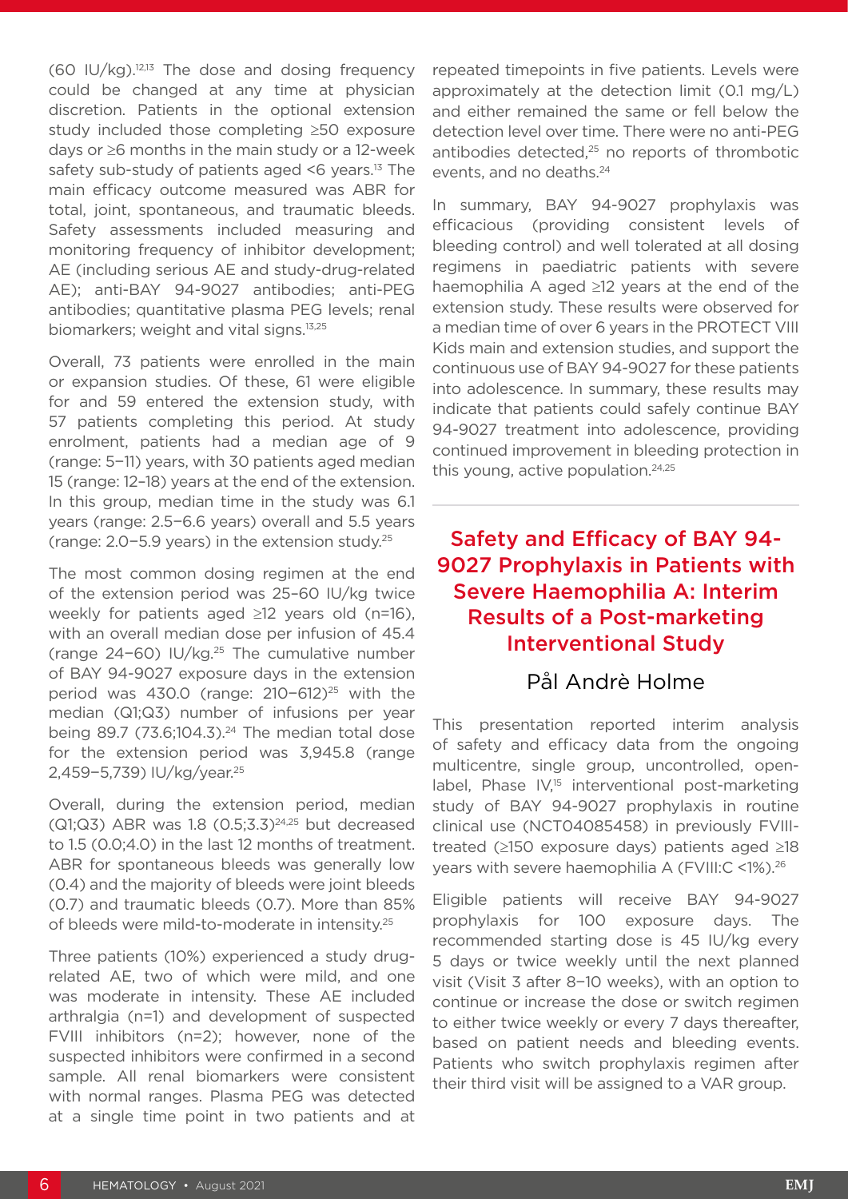(60 IU/kg).[12,13] The dose and dosing frequency could be changed at any time at physician discretion. Patients in the optional extension study included those completing ≥50 exposure days or ≥6 months in the main study or a 12-week safety sub-study of patients aged <6 years.[13] The main efficacy outcome measured was ABR for total, joint, spontaneous, and traumatic bleeds. Safety assessments included measuring and monitoring frequency of inhibitor development; AE (including serious AE and study-drug-related AE); anti-BAY 94-9027 antibodies; anti-PEG antibodies; quantitative plasma PEG levels; renal biomarkers; weight and vital signs.[13,25]

Overall, 73 patients were enrolled in the main or expansion studies. Of these, 61 were eligible for and 59 entered the extension study, with 57 patients completing this period. At study enrolment, patients had a median age of 9 (range: 5–11) years, with 30 patients aged median 15 (range: 12–18) years at the end of the extension. In this group, median time in the study was 6.1 years (range: 2.5–6.6 years) overall and 5.5 years (range: 2.0–5.9 years) in the extension study.[25]

The most common dosing regimen at the end of the extension period was 25–60 IU/kg twice weekly for patients aged ≥12 years old (n=16), with an overall median dose per infusion of 45.4 (range 24–60) IU/kg.[25] The cumulative number of BAY 94-9027 exposure days in the extension period was 430.0 (range: 210–612)[25] with the median (Q1;Q3) number of infusions per year being 89.7 (73.6;104.3).[24] The median total dose for the extension period was 3,945.8 (range 2,459–5,739) IU/kg/year.[25]

Overall, during the extension period, median (Q1;Q3) ABR was 1.8 (0.5;3.3)[24,25] but decreased to 1.5 (0.0;4.0) in the last 12 months of treatment. ABR for spontaneous bleeds was generally low (0.4) and the majority of bleeds were joint bleeds (0.7) and traumatic bleeds (0.7). More than 85% of bleeds were mild-to-moderate in intensity.[25]

Three patients (10%) experienced a study drug-related AE, two of which were mild, and one was moderate in intensity. These AE included arthralgia (n=1) and development of suspected FVIII inhibitors (n=2); however, none of the suspected inhibitors were confirmed in a second sample. All renal biomarkers were consistent with normal ranges. Plasma PEG was detected at a single time point in two patients and at repeated timepoints in five patients. Levels were approximately at the detection limit (0.1 mg/L) and either remained the same or fell below the detection level over time. There were no anti-PEG antibodies detected,[25] no reports of thrombotic events, and no deaths.[24]

In summary, BAY 94-9027 prophylaxis was efficacious (providing consistent levels of bleeding control) and well tolerated at all dosing regimens in paediatric patients with severe haemophilia A aged ≥12 years at the end of the extension study. These results were observed for a median time of over 6 years in the PROTECT VIII Kids main and extension studies, and support the continuous use of BAY 94-9027 for these patients into adolescence. In summary, these results may indicate that patients could safely continue BAY 94-9027 treatment into adolescence, providing continued improvement in bleeding protection in this young, active population.[24,25]

## Safety and Efficacy of BAY 94-9027 Prophylaxis in Patients with Severe Haemophilia A: Interim Results of a Post-marketing Interventional Study

### Pål Andrè Holme

This presentation reported interim analysis of safety and efficacy data from the ongoing multicentre, single group, uncontrolled, open-label, Phase IV,[15] interventional post-marketing study of BAY 94-9027 prophylaxis in routine clinical use (NCT04085458) in previously FVIII-treated (≥150 exposure days) patients aged ≥18 years with severe haemophilia A (FVIII:C <1%).[26]

Eligible patients will receive BAY 94-9027 prophylaxis for 100 exposure days. The recommended starting dose is 45 IU/kg every 5 days or twice weekly until the next planned visit (Visit 3 after 8–10 weeks), with an option to continue or increase the dose or switch regimen to either twice weekly or every 7 days thereafter, based on patient needs and bleeding events. Patients who switch prophylaxis regimen after their third visit will be assigned to a VAR group.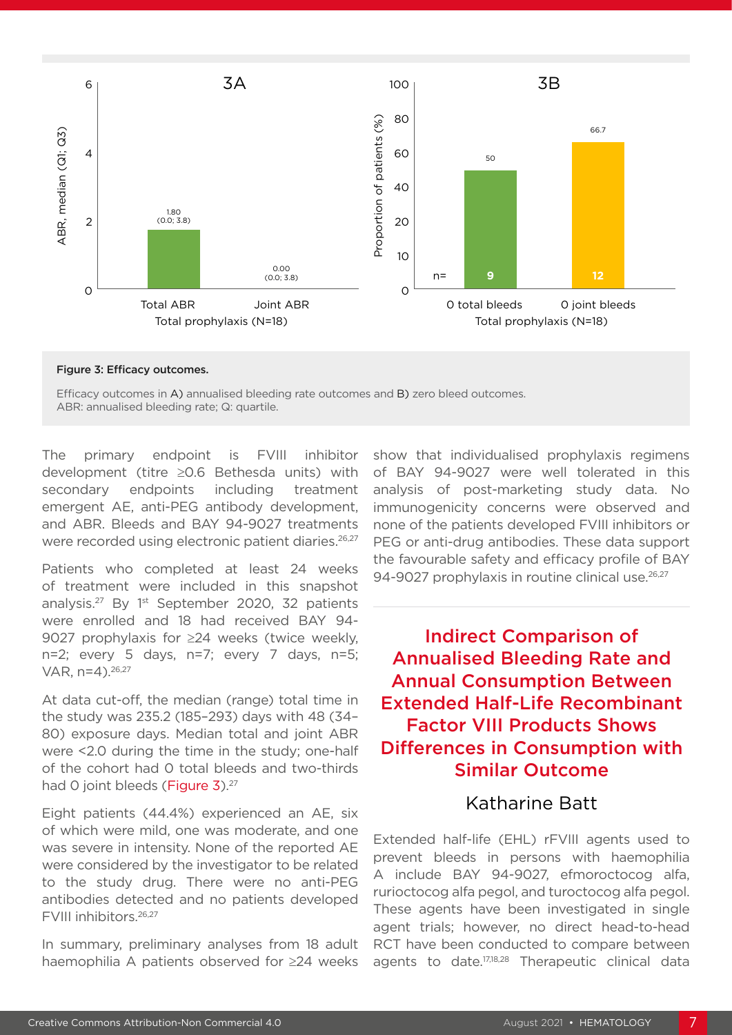**Figure 3: Efficacy outcomes.**

Efficacy outcomes in A) annualised bleeding rate outcomes and B) zero bleed outcomes.
ABR: annualised bleeding rate; Q: quartile.

The primary endpoint is FVIII inhibitor development (titre ≥0.6 Bethesda units) with secondary endpoints including treatment emergent AE, anti-PEG antibody development, and ABR. Bleeds and BAY 94-9027 treatments were recorded using electronic patient diaries.[26,27]

Patients who completed at least 24 weeks of treatment were included in this snapshot analysis.[27] By 1st September 2020, 32 patients were enrolled and 18 had received BAY 94-9027 prophylaxis for ≥24 weeks (twice weekly, n=2; every 5 days, n=7; every 7 days, n=5; VAR, n=4).[26,27]

At data cut-off, the median (range) total time in the study was 235.2 (185–293) days with 48 (34–80) exposure days. Median total and joint ABR were <2.0 during the time in the study; one-half of the cohort had 0 total bleeds and two-thirds had 0 joint bleeds (Figure 3).[27]

Eight patients (44.4%) experienced an AE, six of which were mild, one was moderate, and one was severe in intensity. None of the reported AE were considered by the investigator to be related to the study drug. There were no anti-PEG antibodies detected and no patients developed FVIII inhibitors.[26,27]

In summary, preliminary analyses from 18 adult haemophilia A patients observed for ≥24 weeks show that individualised prophylaxis regimens of BAY 94-9027 were well tolerated in this analysis of post-marketing study data. No immunogenicity concerns were observed and none of the patients developed FVIII inhibitors or PEG or anti-drug antibodies. These data support the favourable safety and efficacy profile of BAY 94-9027 prophylaxis in routine clinical use.[26,27]

## Indirect Comparison of Annualised Bleeding Rate and Annual Consumption Between Extended Half-Life Recombinant Factor VIII Products Shows Differences in Consumption with Similar Outcome

### Katharine Batt

Extended half-life (EHL) rFVIII agents used to prevent bleeds in persons with haemophilia A include BAY 94-9027, efmoroctocog alfa, rurioctocog alfa pegol, and turoctocog alfa pegol. These agents have been investigated in single agent trials; however, no direct head-to-head RCT have been conducted to compare between agents to date.[17,18,28] Therapeutic clinical data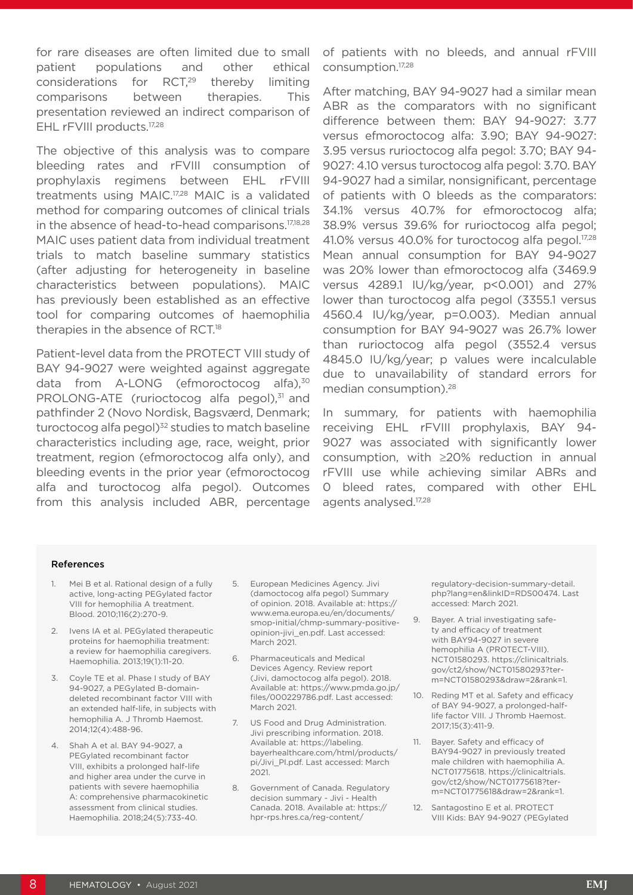for rare diseases are often limited due to small patient populations and other ethical considerations for RCT,[29] thereby limiting comparisons between therapies. This presentation reviewed an indirect comparison of EHL rFVIII products.[17,28]

The objective of this analysis was to compare bleeding rates and rFVIII consumption of prophylaxis regimens between EHL rFVIII treatments using MAIC.[17,28] MAIC is a validated method for comparing outcomes of clinical trials in the absence of head-to-head comparisons.[17,18,28] MAIC uses patient data from individual treatment trials to match baseline summary statistics (after adjusting for heterogeneity in baseline characteristics between populations). MAIC has previously been established as an effective tool for comparing outcomes of haemophilia therapies in the absence of RCT.[18]

Patient-level data from the PROTECT VIII study of BAY 94-9027 were weighted against aggregate data from A-LONG (efmoroctocog alfa),[30] PROLONG-ATE (rurioctocog alfa pegol),[31] and pathfinder 2 (Novo Nordisk, Bagsværd, Denmark; turoctocog alfa pegol)[32] studies to match baseline characteristics including age, race, weight, prior treatment, region (efmoroctocog alfa only), and bleeding events in the prior year (efmoroctocog alfa and turoctocog alfa pegol). Outcomes from this analysis included ABR, percentage of patients with no bleeds, and annual rFVIII consumption.[17,28]

After matching, BAY 94-9027 had a similar mean ABR as the comparators with no significant difference between them: BAY 94-9027: 3.77 versus efmoroctocog alfa: 3.90; BAY 94-9027: 3.95 versus rurioctocog alfa pegol: 3.70; BAY 94-9027: 4.10 versus turoctocog alfa pegol: 3.70. BAY 94-9027 had a similar, nonsignificant, percentage of patients with 0 bleeds as the comparators: 34.1% versus 40.7% for efmoroctocog alfa; 38.9% versus 39.6% for rurioctocog alfa pegol; 41.0% versus 40.0% for turoctocog alfa pegol.[17,28] Mean annual consumption for BAY 94-9027 was 20% lower than efmoroctocog alfa (3469.9 versus 4289.1 IU/kg/year, $p<0.001$) and 27% lower than turoctocog alfa pegol (3355.1 versus 4560.4 IU/kg/year, $p=0.003$). Median annual consumption for BAY 94-9027 was 26.7% lower than rurioctocog alfa pegol (3552.4 versus 4845.0 IU/kg/year; p values were incalculable due to unavailability of standard errors for median consumption).[28]

In summary, for patients with haemophilia receiving EHL rFVIII prophylaxis, BAY 94-9027 was associated with significantly lower consumption, with ≥20% reduction in annual rFVIII use while achieving similar ABRs and 0 bleed rates, compared with other EHL agents analysed.[17,28]

### References

1. Mei B et al. Rational design of a fully active, long-acting PEGylated factor VIII for hemophilia A treatment. Blood. 2010;116(2):270-9.
2. Ivens IA et al. PEGylated therapeutic proteins for haemophilia treatment: a review for haemophilia caregivers. Haemophilia. 2013;19(1):11-20.
3. Coyle TE et al. Phase I study of BAY 94-9027, a PEGylated B-domain-deleted recombinant factor VIII with an extended half-life, in subjects with hemophilia A. J Thromb Haemost. 2014;12(4):488-96.
4. Shah A et al. BAY 94-9027, a PEGylated recombinant factor VIII, exhibits a prolonged half-life and higher area under the curve in patients with severe haemophilia A: comprehensive pharmacokinetic assessment from clinical studies. Haemophilia. 2018;24(5):733-40.
5. European Medicines Agency. Jivi (damoctocog alfa pegol) Summary of opinion. 2018. Available at: https://www.ema.europa.eu/en/documents/smop-initial/chmp-summary-positive-opinion-jivi_en.pdf. Last accessed: March 2021.
6. Pharmaceuticals and Medical Devices Agency. Review report (Jivi, damoctocog alfa pegol). 2018. Available at: https://www.pmda.go.jp/files/000229786.pdf. Last accessed: March 2021.
7. US Food and Drug Administration. Jivi prescribing information. 2018. Available at: https://labeling.bayerhealthcare.com/html/products/pi/Jivi_PI.pdf. Last accessed: March 2021.
8. Government of Canada. Regulatory decision summary - Jivi - Health Canada. 2018. Available at: https://hpr-rps.hres.ca/reg-content/regulatory-decision-summary-detail.php?lang=en&linkID=RDS00474. Last accessed: March 2021.
9. Bayer. A trial investigating safety and efficacy of treatment with BAY94-9027 in severe hemophilia A (PROTECT-VIII). NCT01580293. https://clinicaltrials.gov/ct2/show/NCT01580293?term=NCT01580293&draw=2&rank=1.
10. Reding MT et al. Safety and efficacy of BAY 94-9027, a prolonged-half-life factor VIII. J Thromb Haemost. 2017;15(3):411-9.
11. Bayer. Safety and efficacy of BAY94-9027 in previously treated male children with haemophilia A. NCT01775618. https://clinicaltrials.gov/ct2/show/NCT01775618?term=NCT01775618&draw=2&rank=1.
12. Santagostino E et al. PROTECT VIII Kids: BAY 94-9027 (PEGylated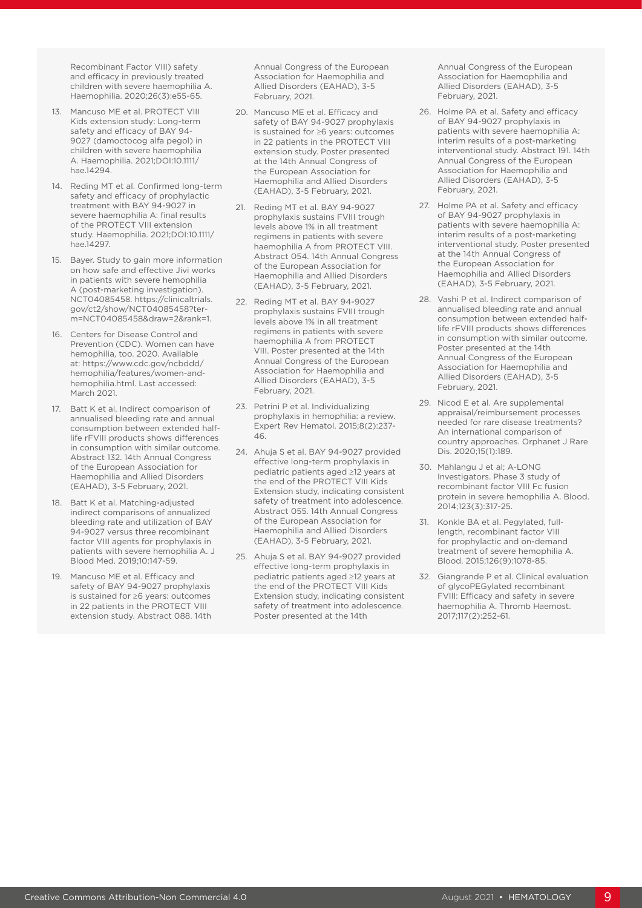Recombinant Factor VIII) safety and efficacy in previously treated children with severe haemophilia A. Haemophilia. 2020;26(3):e55-65.

13. Mancuso ME et al. PROTECT VIII Kids extension study: Long-term safety and efficacy of BAY 94-9027 (damoctocog alfa pegol) in children with severe haemophilia A. Haemophilia. 2021;DOI:10.1111/hae.14294.
14. Reding MT et al. Confirmed long-term safety and efficacy of prophylactic treatment with BAY 94-9027 in severe haemophilia A: final results of the PROTECT VIII extension study. Haemophilia. 2021;DOI:10.1111/hae.14297.
15. Bayer. Study to gain more information on how safe and effective Jivi works in patients with severe hemophilia A (post-marketing investigation). NCT04085458. https://clinicaltrials.gov/ct2/show/NCT04085458?term=NCT04085458&draw=2&rank=1.
16. Centers for Disease Control and Prevention (CDC). Women can have hemophilia, too. 2020. Available at: https://www.cdc.gov/ncbddd/hemophilia/features/women-and-hemophilia.html. Last accessed: March 2021.
17. Batt K et al. Indirect comparison of annualised bleeding rate and annual consumption between extended half-life rFVIII products shows differences in consumption with similar outcome. Abstract 132. 14th Annual Congress of the European Association for Haemophilia and Allied Disorders (EAHAD), 3-5 February, 2021.
18. Batt K et al. Matching-adjusted indirect comparisons of annualized bleeding rate and utilization of BAY 94-9027 versus three recombinant factor VIII agents for prophylaxis in patients with severe hemophilia A. J Blood Med. 2019;10:147-59.
19. Mancuso ME et al. Efficacy and safety of BAY 94-9027 prophylaxis is sustained for ≥6 years: outcomes in 22 patients in the PROTECT VIII extension study. Abstract 088. 14th Annual Congress of the European Association for Haemophilia and Allied Disorders (EAHAD), 3-5 February, 2021.
20. Mancuso ME et al. Efficacy and safety of BAY 94-9027 prophylaxis is sustained for ≥6 years: outcomes in 22 patients in the PROTECT VIII extension study. Poster presented at the 14th Annual Congress of the European Association for Haemophilia and Allied Disorders (EAHAD), 3-5 February, 2021.
21. Reding MT et al. BAY 94-9027 prophylaxis sustains FVIII trough levels above 1% in all treatment regimens in patients with severe haemophilia A from PROTECT VIII. Abstract 054. 14th Annual Congress of the European Association for Haemophilia and Allied Disorders (EAHAD), 3-5 February, 2021.
22. Reding MT et al. BAY 94-9027 prophylaxis sustains FVIII trough levels above 1% in all treatment regimens in patients with severe haemophilia A from PROTECT VIII. Poster presented at the 14th Annual Congress of the European Association for Haemophilia and Allied Disorders (EAHAD), 3-5 February, 2021.
23. Petrini P et al. Individualizing prophylaxis in hemophilia: a review. Expert Rev Hematol. 2015;8(2):237-46.
24. Ahuja S et al. BAY 94-9027 provided effective long-term prophylaxis in pediatric patients aged ≥12 years at the end of the PROTECT VIII Kids Extension study, indicating consistent safety of treatment into adolescence. Abstract 055. 14th Annual Congress of the European Association for Haemophilia and Allied Disorders (EAHAD), 3-5 February, 2021.
25. Ahuja S et al. BAY 94-9027 provided effective long-term prophylaxis in pediatric patients aged ≥12 years at the end of the PROTECT VIII Kids Extension study, indicating consistent safety of treatment into adolescence. Poster presented at the 14th Annual Congress of the European Association for Haemophilia and Allied Disorders (EAHAD), 3-5 February, 2021.
26. Holme PA et al. Safety and efficacy of BAY 94-9027 prophylaxis in patients with severe haemophilia A: interim results of a post-marketing interventional study. Abstract 191. 14th Annual Congress of the European Association for Haemophilia and Allied Disorders (EAHAD), 3-5 February, 2021.
27. Holme PA et al. Safety and efficacy of BAY 94-9027 prophylaxis in patients with severe haemophilia A: interim results of a post-marketing interventional study. Poster presented at the 14th Annual Congress of the European Association for Haemophilia and Allied Disorders (EAHAD), 3-5 February, 2021.
28. Vashi P et al. Indirect comparison of annualised bleeding rate and annual consumption between extended half-life rFVIII products shows differences in consumption with similar outcome. Poster presented at the 14th Annual Congress of the European Association for Haemophilia and Allied Disorders (EAHAD), 3-5 February, 2021.
29. Nicod E et al. Are supplemental appraisal/reimbursement processes needed for rare disease treatments? An international comparison of country approaches. Orphanet J Rare Dis. 2020;15(1):189.
30. Mahlangu J et al; A-LONG Investigators. Phase 3 study of recombinant factor VIII Fc fusion protein in severe hemophilia A. Blood. 2014;123(3):317-25.
31. Konkle BA et al. Pegylated, full-length, recombinant factor VIII for prophylactic and on-demand treatment of severe hemophilia A. Blood. 2015;126(9):1078-85.
32. Giangrande P et al. Clinical evaluation of glycoPEGylated recombinant FVIII: Efficacy and safety in severe haemophilia A. Thromb Haemost. 2017;117(2):252-61.